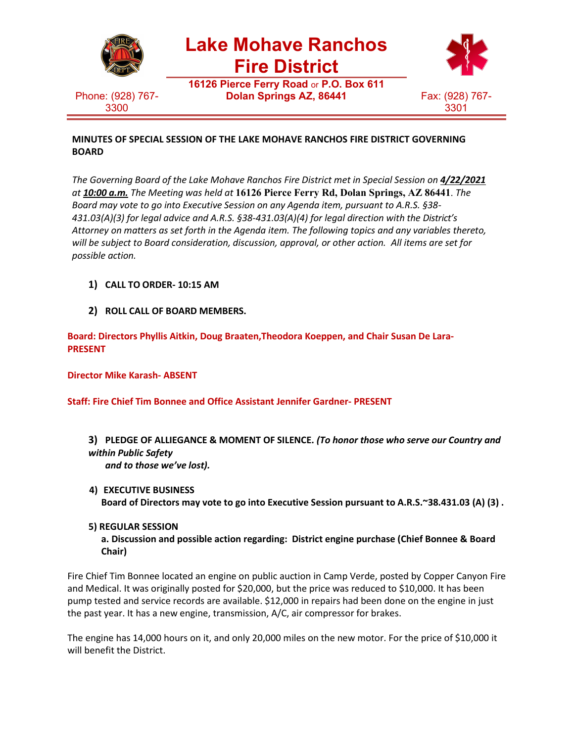# Lake Mohave Ranchos Fire District

**16126 Pierce Ferry Road** or **P.O. Box 611**
**Dolan Springs AZ, 86441**

Phone: (928) 767-3300

Fax: (928) 767-3301

**MINUTES OF SPECIAL SESSION OF THE LAKE MOHAVE RANCHOS FIRE DISTRICT GOVERNING BOARD**

*The Governing Board of the Lake Mohave Ranchos Fire District met in Special Session on* ***4/22/2021*** *at* ***10:00 a.m.*** *The Meeting was held at* **16126 Pierce Ferry Rd, Dolan Springs, AZ 86441**. *The Board may vote to go into Executive Session on any Agenda item, pursuant to A.R.S. §38-431.03(A)(3) for legal advice and A.R.S. §38-431.03(A)(4) for legal direction with the District's Attorney on matters as set forth in the Agenda item. The following topics and any variables thereto, will be subject to Board consideration, discussion, approval, or other action. All items are set for possible action.*

1) **CALL TO ORDER- 10:15 AM**

2) **ROLL CALL OF BOARD MEMBERS.**

**Board: Directors Phyllis Aitkin, Doug Braaten,Theodora Koeppen, and Chair Susan De Lara- PRESENT**

**Director Mike Karash- ABSENT**

**Staff: Fire Chief Tim Bonnee and Office Assistant Jennifer Gardner- PRESENT**

3) **PLEDGE OF ALLIEGANCE & MOMENT OF SILENCE.** ***(To honor those who serve our Country and within Public Safety and to those we've lost).***

4) **EXECUTIVE BUSINESS**
**Board of Directors may vote to go into Executive Session pursuant to A.R.S.~38.431.03 (A) (3) .**

5) **REGULAR SESSION**
**a. Discussion and possible action regarding: District engine purchase (Chief Bonnee & Board Chair)**

Fire Chief Tim Bonnee located an engine on public auction in Camp Verde, posted by Copper Canyon Fire and Medical. It was originally posted for $20,000, but the price was reduced to $10,000. It has been pump tested and service records are available. $12,000 in repairs had been done on the engine in just the past year. It has a new engine, transmission, A/C, air compressor for brakes.

The engine has 14,000 hours on it, and only 20,000 miles on the new motor. For the price of $10,000 it will benefit the District.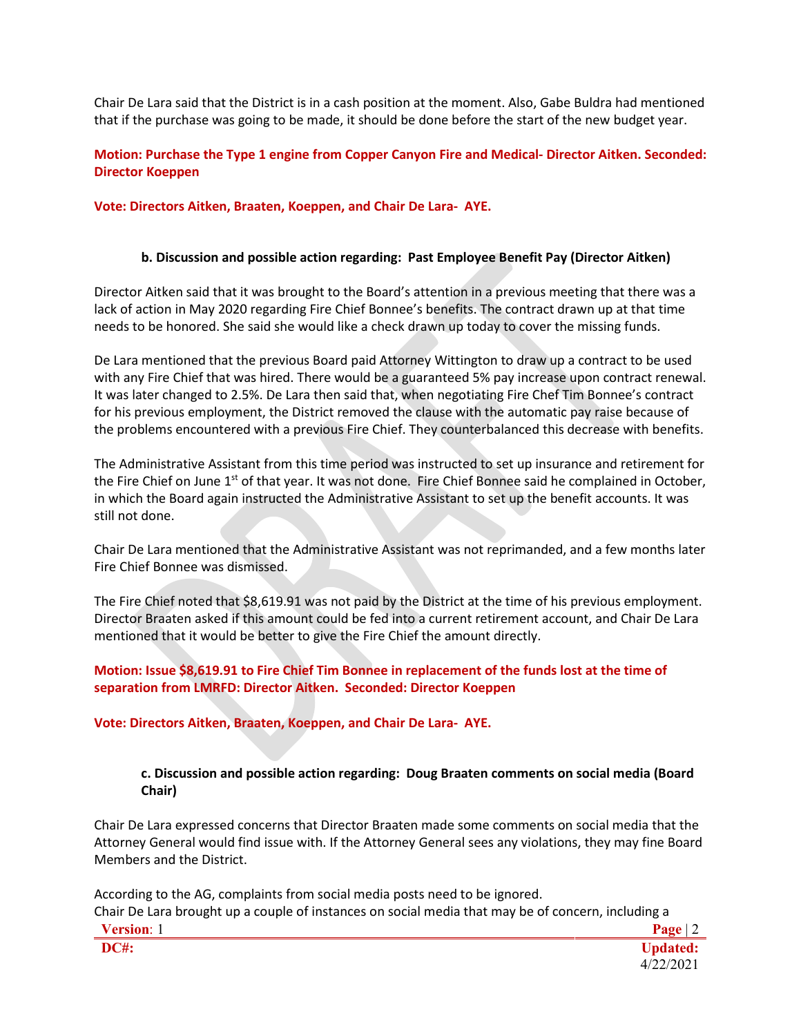Chair De Lara said that the District is in a cash position at the moment. Also, Gabe Buldra had mentioned that if the purchase was going to be made, it should be done before the start of the new budget year.

**Motion: Purchase the Type 1 engine from Copper Canyon Fire and Medical- Director Aitken. Seconded: Director Koeppen**

**Vote: Directors Aitken, Braaten, Koeppen, and Chair De Lara- AYE.**

**b. Discussion and possible action regarding: Past Employee Benefit Pay (Director Aitken)**

Director Aitken said that it was brought to the Board's attention in a previous meeting that there was a lack of action in May 2020 regarding Fire Chief Bonnee's benefits. The contract drawn up at that time needs to be honored. She said she would like a check drawn up today to cover the missing funds.

De Lara mentioned that the previous Board paid Attorney Wittington to draw up a contract to be used with any Fire Chief that was hired. There would be a guaranteed 5% pay increase upon contract renewal. It was later changed to 2.5%. De Lara then said that, when negotiating Fire Chef Tim Bonnee's contract for his previous employment, the District removed the clause with the automatic pay raise because of the problems encountered with a previous Fire Chief. They counterbalanced this decrease with benefits.

The Administrative Assistant from this time period was instructed to set up insurance and retirement for the Fire Chief on June 1st of that year. It was not done. Fire Chief Bonnee said he complained in October, in which the Board again instructed the Administrative Assistant to set up the benefit accounts. It was still not done.

Chair De Lara mentioned that the Administrative Assistant was not reprimanded, and a few months later Fire Chief Bonnee was dismissed.

The Fire Chief noted that $8,619.91 was not paid by the District at the time of his previous employment. Director Braaten asked if this amount could be fed into a current retirement account, and Chair De Lara mentioned that it would be better to give the Fire Chief the amount directly.

**Motion: Issue $8,619.91 to Fire Chief Tim Bonnee in replacement of the funds lost at the time of separation from LMRFD: Director Aitken. Seconded: Director Koeppen**

**Vote: Directors Aitken, Braaten, Koeppen, and Chair De Lara- AYE.**

**c. Discussion and possible action regarding: Doug Braaten comments on social media (Board Chair)**

Chair De Lara expressed concerns that Director Braaten made some comments on social media that the Attorney General would find issue with. If the Attorney General sees any violations, they may fine Board Members and the District.

According to the AG, complaints from social media posts need to be ignored.
Chair De Lara brought up a couple of instances on social media that may be of concern, including a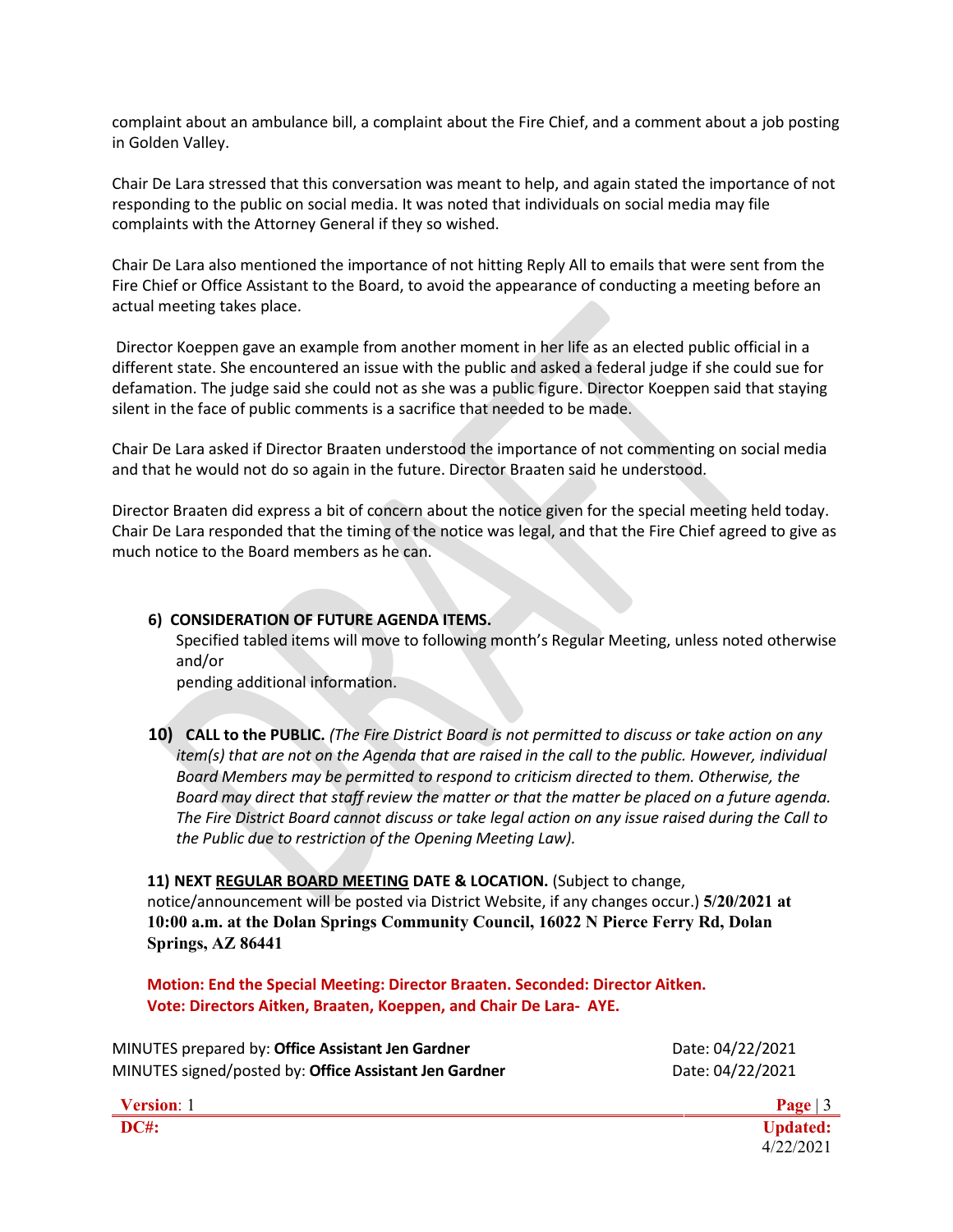complaint about an ambulance bill, a complaint about the Fire Chief, and a comment about a job posting in Golden Valley.

Chair De Lara stressed that this conversation was meant to help, and again stated the importance of not responding to the public on social media. It was noted that individuals on social media may file complaints with the Attorney General if they so wished.

Chair De Lara also mentioned the importance of not hitting Reply All to emails that were sent from the Fire Chief or Office Assistant to the Board, to avoid the appearance of conducting a meeting before an actual meeting takes place.

Director Koeppen gave an example from another moment in her life as an elected public official in a different state. She encountered an issue with the public and asked a federal judge if she could sue for defamation. The judge said she could not as she was a public figure. Director Koeppen said that staying silent in the face of public comments is a sacrifice that needed to be made.

Chair De Lara asked if Director Braaten understood the importance of not commenting on social media and that he would not do so again in the future. Director Braaten said he understood.

Director Braaten did express a bit of concern about the notice given for the special meeting held today. Chair De Lara responded that the timing of the notice was legal, and that the Fire Chief agreed to give as much notice to the Board members as he can.

**6) CONSIDERATION OF FUTURE AGENDA ITEMS.**
Specified tabled items will move to following month's Regular Meeting, unless noted otherwise and/or
pending additional information.

**10) CALL to the PUBLIC.** *(The Fire District Board is not permitted to discuss or take action on any item(s) that are not on the Agenda that are raised in the call to the public. However, individual Board Members may be permitted to respond to criticism directed to them. Otherwise, the Board may direct that staff review the matter or that the matter be placed on a future agenda. The Fire District Board cannot discuss or take legal action on any issue raised during the Call to the Public due to restriction of the Opening Meeting Law).*

**11) NEXT REGULAR BOARD MEETING DATE & LOCATION.** (Subject to change, notice/announcement will be posted via District Website, if any changes occur.) **5/20/2021 at 10:00 a.m. at the Dolan Springs Community Council, 16022 N Pierce Ferry Rd, Dolan Springs, AZ 86441**

**Motion: End the Special Meeting: Director Braaten. Seconded: Director Aitken.**
**Vote: Directors Aitken, Braaten, Koeppen, and Chair De Lara- AYE.**

MINUTES prepared by: **Office Assistant Jen Gardner** Date: 04/22/2021
MINUTES signed/posted by: **Office Assistant Jen Gardner** Date: 04/22/2021

**Version**: 1
**DC#:**
**Updated:** 4/22/2021